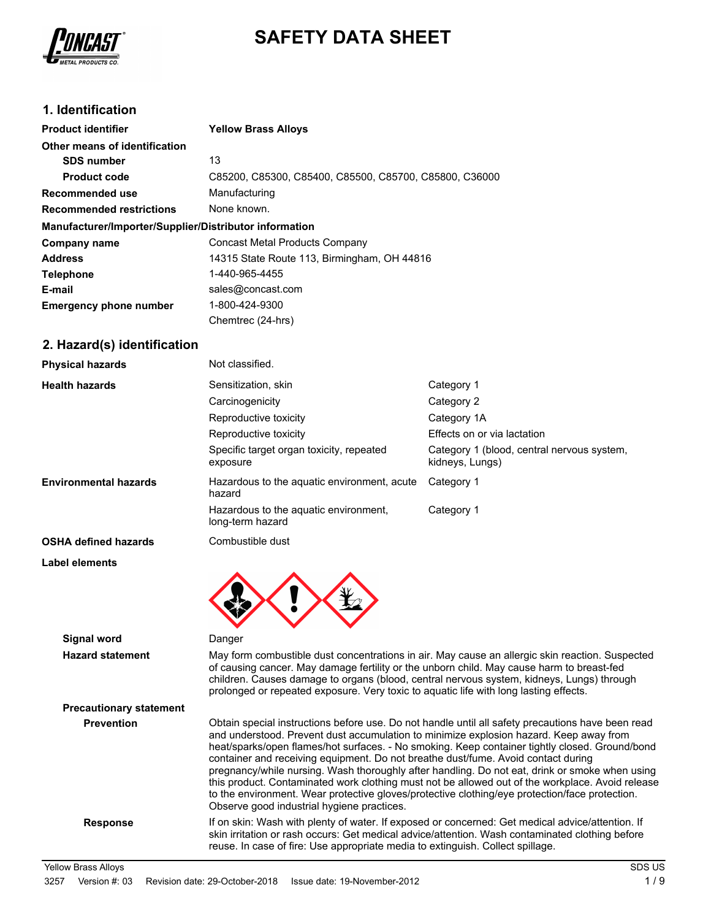# SAFETY DATA SHEET

## 1. Identification

**Product identifier** Yellow Brass Alloys

**Other means of identification**

**SDS number** 13

**Product code** C85200, C85300, C85400, C85500, C85700, C85800, C36000

**Recommended use** Manufacturing

**Recommended restrictions** None known.

**Manufacturer/Importer/Supplier/Distributor information**

**Company name** Concast Metal Products Company

**Address** 14315 State Route 113, Birmingham, OH 44816

**Telephone** 1-440-965-4455

**E-mail** sales@concast.com

**Emergency phone number** 1-800-424-9300
Chemtrec (24-hrs)

## 2. Hazard(s) identification

**Physical hazards** Not classified.

| **Health hazards** | Sensitization, skin | Category 1 |
|---|---|---|
| | Carcinogenicity | Category 2 |
| | Reproductive toxicity | Category 1A |
| | Reproductive toxicity | Effects on or via lactation |
| | Specific target organ toxicity, repeated exposure | Category 1 (blood, central nervous system, kidneys, Lungs) |
| **Environmental hazards** | Hazardous to the aquatic environment, acute hazard | Category 1 |
| | Hazardous to the aquatic environment, long-term hazard | Category 1 |
| **OSHA defined hazards** | Combustible dust | |

**Label elements**

**Signal word** Danger

**Hazard statement** May form combustible dust concentrations in air. May cause an allergic skin reaction. Suspected of causing cancer. May damage fertility or the unborn child. May cause harm to breast-fed children. Causes damage to organs (blood, central nervous system, kidneys, Lungs) through prolonged or repeated exposure. Very toxic to aquatic life with long lasting effects.

**Precautionary statement**

**Prevention** Obtain special instructions before use. Do not handle until all safety precautions have been read and understood. Prevent dust accumulation to minimize explosion hazard. Keep away from heat/sparks/open flames/hot surfaces. - No smoking. Keep container tightly closed. Ground/bond container and receiving equipment. Do not breathe dust/fume. Avoid contact during pregnancy/while nursing. Wash thoroughly after handling. Do not eat, drink or smoke when using this product. Contaminated work clothing must not be allowed out of the workplace. Avoid release to the environment. Wear protective gloves/protective clothing/eye protection/face protection. Observe good industrial hygiene practices.

**Response** If on skin: Wash with plenty of water. If exposed or concerned: Get medical advice/attention. If skin irritation or rash occurs: Get medical advice/attention. Wash contaminated clothing before reuse. In case of fire: Use appropriate media to extinguish. Collect spillage.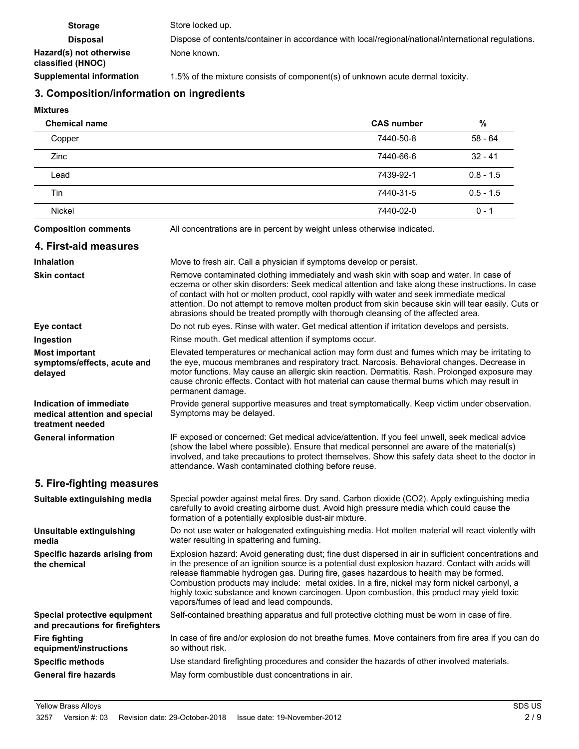| | |
|---|---|
| **Storage** | Store locked up. |
| **Disposal** | Dispose of contents/container in accordance with local/regional/national/international regulations. |
| **Hazard(s) not otherwise classified (HNOC)** | None known. |
| **Supplemental information** | 1.5% of the mixture consists of component(s) of unknown acute dermal toxicity. |

## 3. Composition/information on ingredients

**Mixtures**

| Chemical name | CAS number | % |
|---|---|---|
| Copper | 7440-50-8 | 58 - 64 |
| Zinc | 7440-66-6 | 32 - 41 |
| Lead | 7439-92-1 | 0.8 - 1.5 |
| Tin | 7440-31-5 | 0.5 - 1.5 |
| Nickel | 7440-02-0 | 0 - 1 |

**Composition comments** All concentrations are in percent by weight unless otherwise indicated.

## 4. First-aid measures

| | |
|---|---|
| **Inhalation** | Move to fresh air. Call a physician if symptoms develop or persist. |
| **Skin contact** | Remove contaminated clothing immediately and wash skin with soap and water. In case of eczema or other skin disorders: Seek medical attention and take along these instructions. In case of contact with hot or molten product, cool rapidly with water and seek immediate medical attention. Do not attempt to remove molten product from skin because skin will tear easily. Cuts or abrasions should be treated promptly with thorough cleansing of the affected area. |
| **Eye contact** | Do not rub eyes. Rinse with water. Get medical attention if irritation develops and persists. |
| **Ingestion** | Rinse mouth. Get medical attention if symptoms occur. |
| **Most important symptoms/effects, acute and delayed** | Elevated temperatures or mechanical action may form dust and fumes which may be irritating to the eye, mucous membranes and respiratory tract. Narcosis. Behavioral changes. Decrease in motor functions. May cause an allergic skin reaction. Dermatitis. Rash. Prolonged exposure may cause chronic effects. Contact with hot material can cause thermal burns which may result in permanent damage. |
| **Indication of immediate medical attention and special treatment needed** | Provide general supportive measures and treat symptomatically. Keep victim under observation. Symptoms may be delayed. |
| **General information** | IF exposed or concerned: Get medical advice/attention. If you feel unwell, seek medical advice (show the label where possible). Ensure that medical personnel are aware of the material(s) involved, and take precautions to protect themselves. Show this safety data sheet to the doctor in attendance. Wash contaminated clothing before reuse. |

## 5. Fire-fighting measures

| | |
|---|---|
| **Suitable extinguishing media** | Special powder against metal fires. Dry sand. Carbon dioxide ($CO_2$). Apply extinguishing media carefully to avoid creating airborne dust. Avoid high pressure media which could cause the formation of a potentially explosible dust-air mixture. |
| **Unsuitable extinguishing media** | Do not use water or halogenated extinguishing media. Hot molten material will react violently with water resulting in spattering and fuming. |
| **Specific hazards arising from the chemical** | Explosion hazard: Avoid generating dust; fine dust dispersed in air in sufficient concentrations and in the presence of an ignition source is a potential dust explosion hazard. Contact with acids will release flammable hydrogen gas. During fire, gases hazardous to health may be formed. Combustion products may include: metal oxides. In a fire, nickel may form nickel carbonyl, a highly toxic substance and known carcinogen. Upon combustion, this product may yield toxic vapors/fumes of lead and lead compounds. |
| **Special protective equipment and precautions for firefighters** | Self-contained breathing apparatus and full protective clothing must be worn in case of fire. |
| **Fire fighting equipment/instructions** | In case of fire and/or explosion do not breathe fumes. Move containers from fire area if you can do so without risk. |
| **Specific methods** | Use standard firefighting procedures and consider the hazards of other involved materials. |
| **General fire hazards** | May form combustible dust concentrations in air. |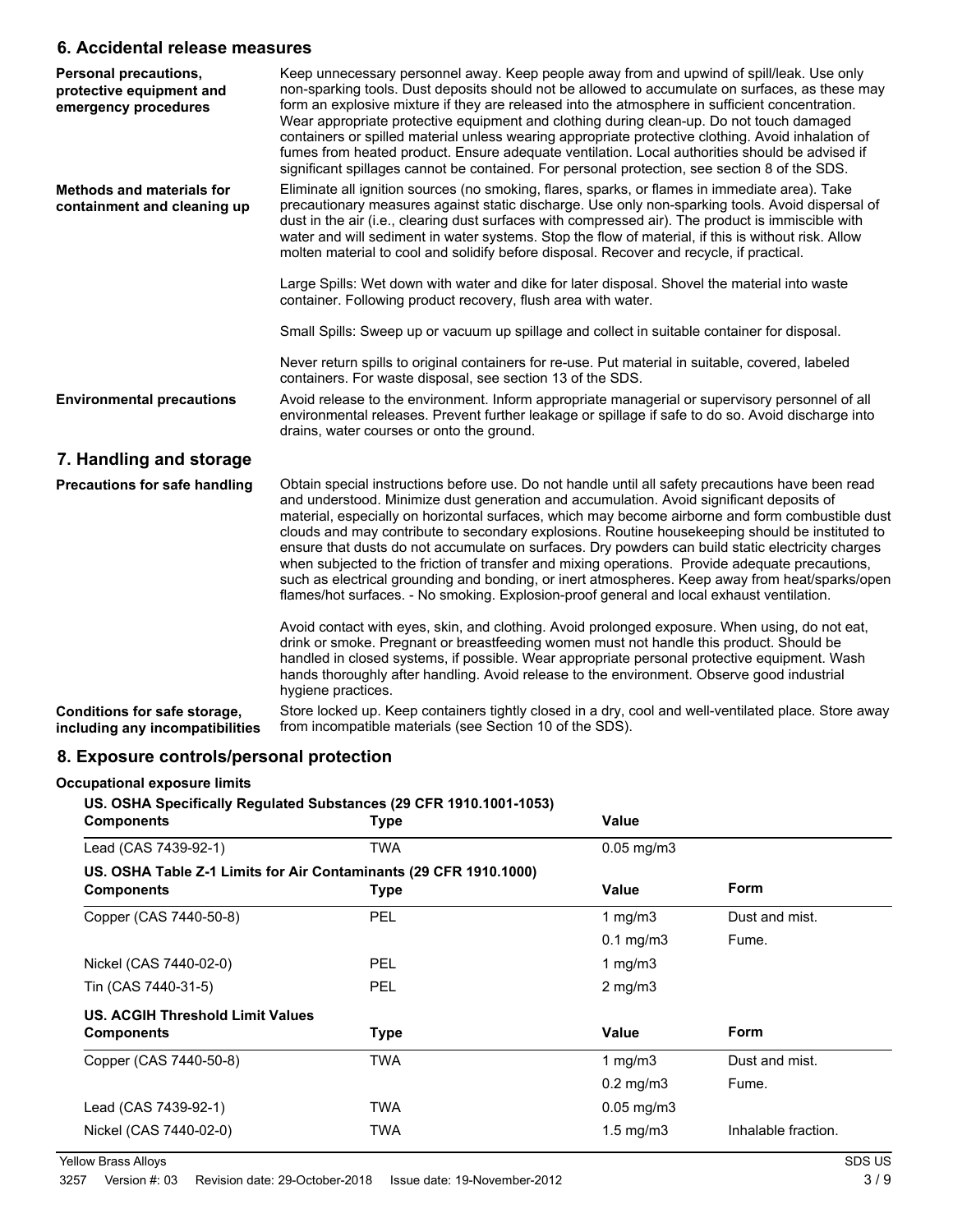## 6. Accidental release measures

**Personal precautions, protective equipment and emergency procedures**

Keep unnecessary personnel away. Keep people away from and upwind of spill/leak. Use only non-sparking tools. Dust deposits should not be allowed to accumulate on surfaces, as these may form an explosive mixture if they are released into the atmosphere in sufficient concentration. Wear appropriate protective equipment and clothing during clean-up. Do not touch damaged containers or spilled material unless wearing appropriate protective clothing. Avoid inhalation of fumes from heated product. Ensure adequate ventilation. Local authorities should be advised if significant spillages cannot be contained. For personal protection, see section 8 of the SDS.

**Methods and materials for containment and cleaning up**

Eliminate all ignition sources (no smoking, flares, sparks, or flames in immediate area). Take precautionary measures against static discharge. Use only non-sparking tools. Avoid dispersal of dust in the air (i.e., clearing dust surfaces with compressed air). The product is immiscible with water and will sediment in water systems. Stop the flow of material, if this is without risk. Allow molten material to cool and solidify before disposal. Recover and recycle, if practical.

Large Spills: Wet down with water and dike for later disposal. Shovel the material into waste container. Following product recovery, flush area with water.

Small Spills: Sweep up or vacuum up spillage and collect in suitable container for disposal.

Never return spills to original containers for re-use. Put material in suitable, covered, labeled containers. For waste disposal, see section 13 of the SDS.

**Environmental precautions**

Avoid release to the environment. Inform appropriate managerial or supervisory personnel of all environmental releases. Prevent further leakage or spillage if safe to do so. Avoid discharge into drains, water courses or onto the ground.

## 7. Handling and storage

**Precautions for safe handling**

Obtain special instructions before use. Do not handle until all safety precautions have been read and understood. Minimize dust generation and accumulation. Avoid significant deposits of material, especially on horizontal surfaces, which may become airborne and form combustible dust clouds and may contribute to secondary explosions. Routine housekeeping should be instituted to ensure that dusts do not accumulate on surfaces. Dry powders can build static electricity charges when subjected to the friction of transfer and mixing operations. Provide adequate precautions, such as electrical grounding and bonding, or inert atmospheres. Keep away from heat/sparks/open flames/hot surfaces. - No smoking. Explosion-proof general and local exhaust ventilation.

Avoid contact with eyes, skin, and clothing. Avoid prolonged exposure. When using, do not eat, drink or smoke. Pregnant or breastfeeding women must not handle this product. Should be handled in closed systems, if possible. Wear appropriate personal protective equipment. Wash hands thoroughly after handling. Avoid release to the environment. Observe good industrial hygiene practices.

**Conditions for safe storage, including any incompatibilities**

Store locked up. Keep containers tightly closed in a dry, cool and well-ventilated place. Store away from incompatible materials (see Section 10 of the SDS).

## 8. Exposure controls/personal protection

**Occupational exposure limits**

**US. OSHA Specifically Regulated Substances (29 CFR 1910.1001-1053)**

| Components | Type | Value |
|---|---|---|
| Lead (CAS 7439-92-1) | TWA | 0.05 mg/m3 |

**US. OSHA Table Z-1 Limits for Air Contaminants (29 CFR 1910.1000)**

| Components | Type | Value | Form |
|---|---|---|---|
| Copper (CAS 7440-50-8) | PEL | 1 mg/m3 | Dust and mist. |
| | | 0.1 mg/m3 | Fume. |
| Nickel (CAS 7440-02-0) | PEL | 1 mg/m3 | |
| Tin (CAS 7440-31-5) | PEL | 2 mg/m3 | |

**US. ACGIH Threshold Limit Values**

| Components | Type | Value | Form |
|---|---|---|---|
| Copper (CAS 7440-50-8) | TWA | 1 mg/m3 | Dust and mist. |
| | | 0.2 mg/m3 | Fume. |
| Lead (CAS 7439-92-1) | TWA | 0.05 mg/m3 | |
| Nickel (CAS 7440-02-0) | TWA | 1.5 mg/m3 | Inhalable fraction. |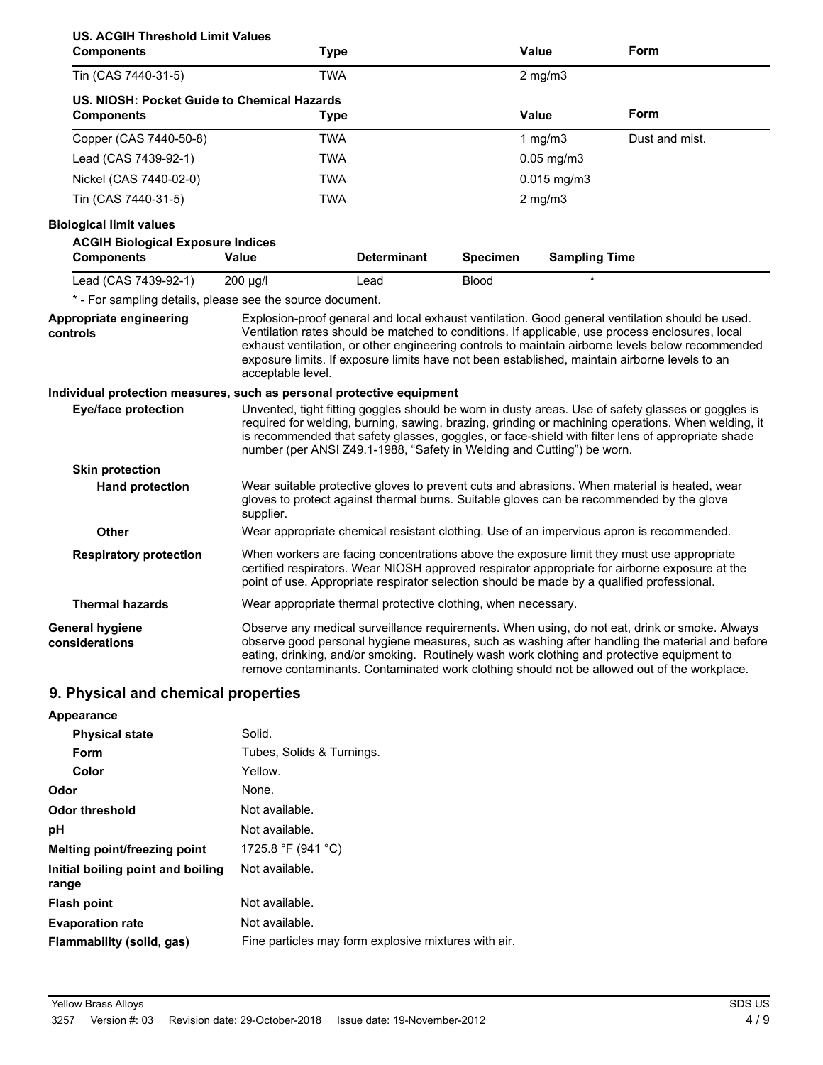**US. ACGIH Threshold Limit Values**

| Components | Type | Value | Form |
| --- | --- | --- | --- |
| Tin (CAS 7440-31-5) | TWA | 2 mg/m3 | |

**US. NIOSH: Pocket Guide to Chemical Hazards**

| Components | Type | Value | Form |
| --- | --- | --- | --- |
| Copper (CAS 7440-50-8) | TWA | 1 mg/m3 | Dust and mist. |
| Lead (CAS 7439-92-1) | TWA | 0.05 mg/m3 | |
| Nickel (CAS 7440-02-0) | TWA | 0.015 mg/m3 | |
| Tin (CAS 7440-31-5) | TWA | 2 mg/m3 | |

**Biological limit values**

**ACGIH Biological Exposure Indices**

| Components | Value | Determinant | Specimen | Sampling Time |
| --- | --- | --- | --- | --- |
| Lead (CAS 7439-92-1) | 200 µg/l | Lead | Blood | * |

* - For sampling details, please see the source document.

**Appropriate engineering controls**
Explosion-proof general and local exhaust ventilation. Good general ventilation should be used. Ventilation rates should be matched to conditions. If applicable, use process enclosures, local exhaust ventilation, or other engineering controls to maintain airborne levels below recommended exposure limits. If exposure limits have not been established, maintain airborne levels to an acceptable level.

**Individual protection measures, such as personal protective equipment**

**Eye/face protection**
Unvented, tight fitting goggles should be worn in dusty areas. Use of safety glasses or goggles is required for welding, burning, sawing, brazing, grinding or machining operations. When welding, it is recommended that safety glasses, goggles, or face-shield with filter lens of appropriate shade number (per ANSI Z49.1-1988, "Safety in Welding and Cutting") be worn.

**Skin protection**

**Hand protection**
Wear suitable protective gloves to prevent cuts and abrasions. When material is heated, wear gloves to protect against thermal burns. Suitable gloves can be recommended by the glove supplier.

**Other**
Wear appropriate chemical resistant clothing. Use of an impervious apron is recommended.

**Respiratory protection**
When workers are facing concentrations above the exposure limit they must use appropriate certified respirators. Wear NIOSH approved respirator appropriate for airborne exposure at the point of use. Appropriate respirator selection should be made by a qualified professional.

**Thermal hazards**
Wear appropriate thermal protective clothing, when necessary.

**General hygiene considerations**
Observe any medical surveillance requirements. When using, do not eat, drink or smoke. Always observe good personal hygiene measures, such as washing after handling the material and before eating, drinking, and/or smoking. Routinely wash work clothing and protective equipment to remove contaminants. Contaminated work clothing should not be allowed out of the workplace.

## 9. Physical and chemical properties

**Appearance**

| | |
| --- | --- |
| **Physical state** | Solid. |
| **Form** | Tubes, Solids & Turnings. |
| **Color** | Yellow. |
| **Odor** | None. |
| **Odor threshold** | Not available. |
| **pH** | Not available. |
| **Melting point/freezing point** | 1725.8 °F (941 °C) |
| **Initial boiling point and boiling range** | Not available. |
| **Flash point** | Not available. |
| **Evaporation rate** | Not available. |
| **Flammability (solid, gas)** | Fine particles may form explosive mixtures with air. |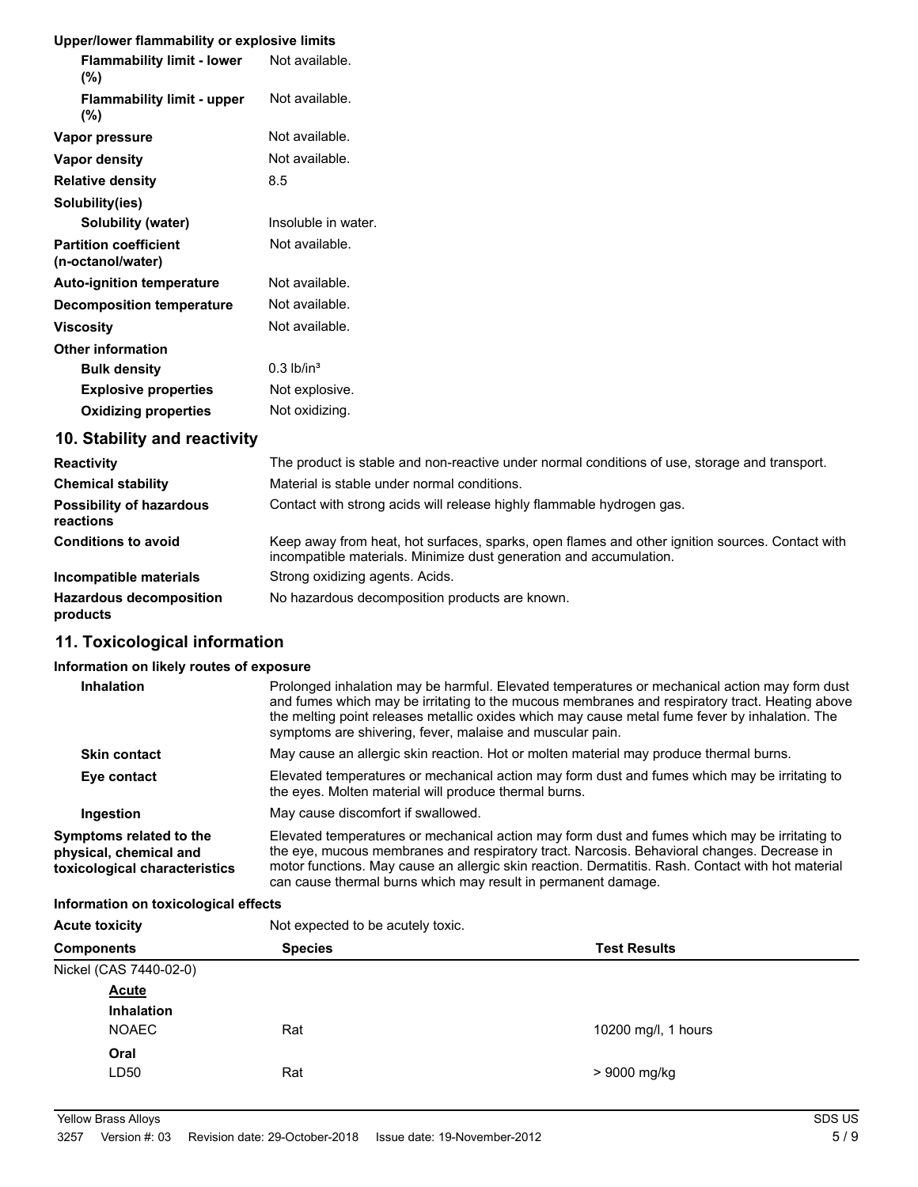**Upper/lower flammability or explosive limits**

| | |
|---|---|
| **Flammability limit - lower (%)** | Not available. |
| **Flammability limit - upper (%)** | Not available. |
| **Vapor pressure** | Not available. |
| **Vapor density** | Not available. |
| **Relative density** | 8.5 |
| **Solubility(ies)** | |
| **Solubility (water)** | Insoluble in water. |
| **Partition coefficient (n-octanol/water)** | Not available. |
| **Auto-ignition temperature** | Not available. |
| **Decomposition temperature** | Not available. |
| **Viscosity** | Not available. |
| **Other information** | |
| **Bulk density** | 0.3 lb/in³ |
| **Explosive properties** | Not explosive. |
| **Oxidizing properties** | Not oxidizing. |

## 10. Stability and reactivity

| | |
|---|---|
| **Reactivity** | The product is stable and non-reactive under normal conditions of use, storage and transport. |
| **Chemical stability** | Material is stable under normal conditions. |
| **Possibility of hazardous reactions** | Contact with strong acids will release highly flammable hydrogen gas. |
| **Conditions to avoid** | Keep away from heat, hot surfaces, sparks, open flames and other ignition sources. Contact with incompatible materials. Minimize dust generation and accumulation. |
| **Incompatible materials** | Strong oxidizing agents. Acids. |
| **Hazardous decomposition products** | No hazardous decomposition products are known. |

## 11. Toxicological information

**Information on likely routes of exposure**

| | |
|---|---|
| **Inhalation** | Prolonged inhalation may be harmful. Elevated temperatures or mechanical action may form dust and fumes which may be irritating to the mucous membranes and respiratory tract. Heating above the melting point releases metallic oxides which may cause metal fume fever by inhalation. The symptoms are shivering, fever, malaise and muscular pain. |
| **Skin contact** | May cause an allergic skin reaction. Hot or molten material may produce thermal burns. |
| **Eye contact** | Elevated temperatures or mechanical action may form dust and fumes which may be irritating to the eyes. Molten material will produce thermal burns. |
| **Ingestion** | May cause discomfort if swallowed. |
| **Symptoms related to the physical, chemical and toxicological characteristics** | Elevated temperatures or mechanical action may form dust and fumes which may be irritating to the eye, mucous membranes and respiratory tract. Narcosis. Behavioral changes. Decrease in motor functions. May cause an allergic skin reaction. Dermatitis. Rash. Contact with hot material can cause thermal burns which may result in permanent damage. |

**Information on toxicological effects**

**Acute toxicity** Not expected to be acutely toxic.

| Components | Species | Test Results |
|---|---|---|
| Nickel (CAS 7440-02-0) | | |
| ***Acute*** | | |
| **Inhalation** | | |
| NOAEC | Rat | 10200 mg/l, 1 hours |
| **Oral** | | |
| LD50 | Rat | > 9000 mg/kg |

Yellow Brass Alloys
3257 Version #: 03 Revision date: 29-October-2018 Issue date: 19-November-2012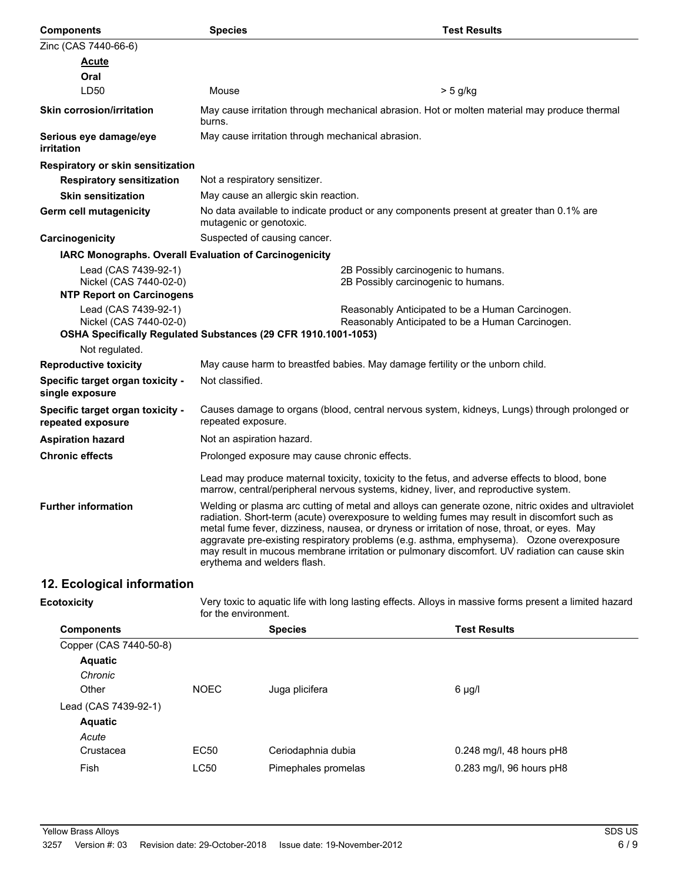| Components | Species | Test Results |
| --- | --- | --- |
| Zinc (CAS 7440-66-6) | | |
| **Acute** | | |
| **Oral** | | |
| LD50 | Mouse | > 5 g/kg |

**Skin corrosion/irritation**
May cause irritation through mechanical abrasion. Hot or molten material may produce thermal burns.

**Serious eye damage/eye irritation**
May cause irritation through mechanical abrasion.

**Respiratory or skin sensitization**

**Respiratory sensitization**
Not a respiratory sensitizer.

**Skin sensitization**
May cause an allergic skin reaction.

**Germ cell mutagenicity**
No data available to indicate product or any components present at greater than 0.1% are mutagenic or genotoxic.

**Carcinogenicity**
Suspected of causing cancer.

**IARC Monographs. Overall Evaluation of Carcinogenicity**

| | |
| --- | --- |
| Lead (CAS 7439-92-1) | 2B Possibly carcinogenic to humans. |
| Nickel (CAS 7440-02-0) | 2B Possibly carcinogenic to humans. |

**NTP Report on Carcinogens**

| | |
| --- | --- |
| Lead (CAS 7439-92-1) | Reasonably Anticipated to be a Human Carcinogen. |
| Nickel (CAS 7440-02-0) | Reasonably Anticipated to be a Human Carcinogen. |

**OSHA Specifically Regulated Substances (29 CFR 1910.1001-1053)**

Not regulated.

**Reproductive toxicity**
May cause harm to breastfed babies. May damage fertility or the unborn child.

**Specific target organ toxicity - single exposure**
Not classified.

**Specific target organ toxicity - repeated exposure**
Causes damage to organs (blood, central nervous system, kidneys, Lungs) through prolonged or repeated exposure.

**Aspiration hazard**
Not an aspiration hazard.

**Chronic effects**
Prolonged exposure may cause chronic effects.

Lead may produce maternal toxicity, toxicity to the fetus, and adverse effects to blood, bone marrow, central/peripheral nervous systems, kidney, liver, and reproductive system.

**Further information**
Welding or plasma arc cutting of metal and alloys can generate ozone, nitric oxides and ultraviolet radiation. Short-term (acute) overexposure to welding fumes may result in discomfort such as metal fume fever, dizziness, nausea, or dryness or irritation of nose, throat, or eyes. May aggravate pre-existing respiratory problems (e.g. asthma, emphysema). Ozone overexposure may result in mucous membrane irritation or pulmonary discomfort. UV radiation can cause skin erythema and welders flash.

## 12. Ecological information

**Ecotoxicity**
Very toxic to aquatic life with long lasting effects. Alloys in massive forms present a limited hazard for the environment.

| Components | | Species | Test Results |
| --- | --- | --- | --- |
| Copper (CAS 7440-50-8) | | | |
| **Aquatic** | | | |
| *Chronic* | | | |
| Other | NOEC | Juga plicifera | 6 µg/l |
| Lead (CAS 7439-92-1) | | | |
| **Aquatic** | | | |
| *Acute* | | | |
| Crustacea | EC50 | Ceriodaphnia dubia | 0.248 mg/l, 48 hours pH8 |
| Fish | LC50 | Pimephales promelas | 0.283 mg/l, 96 hours pH8 |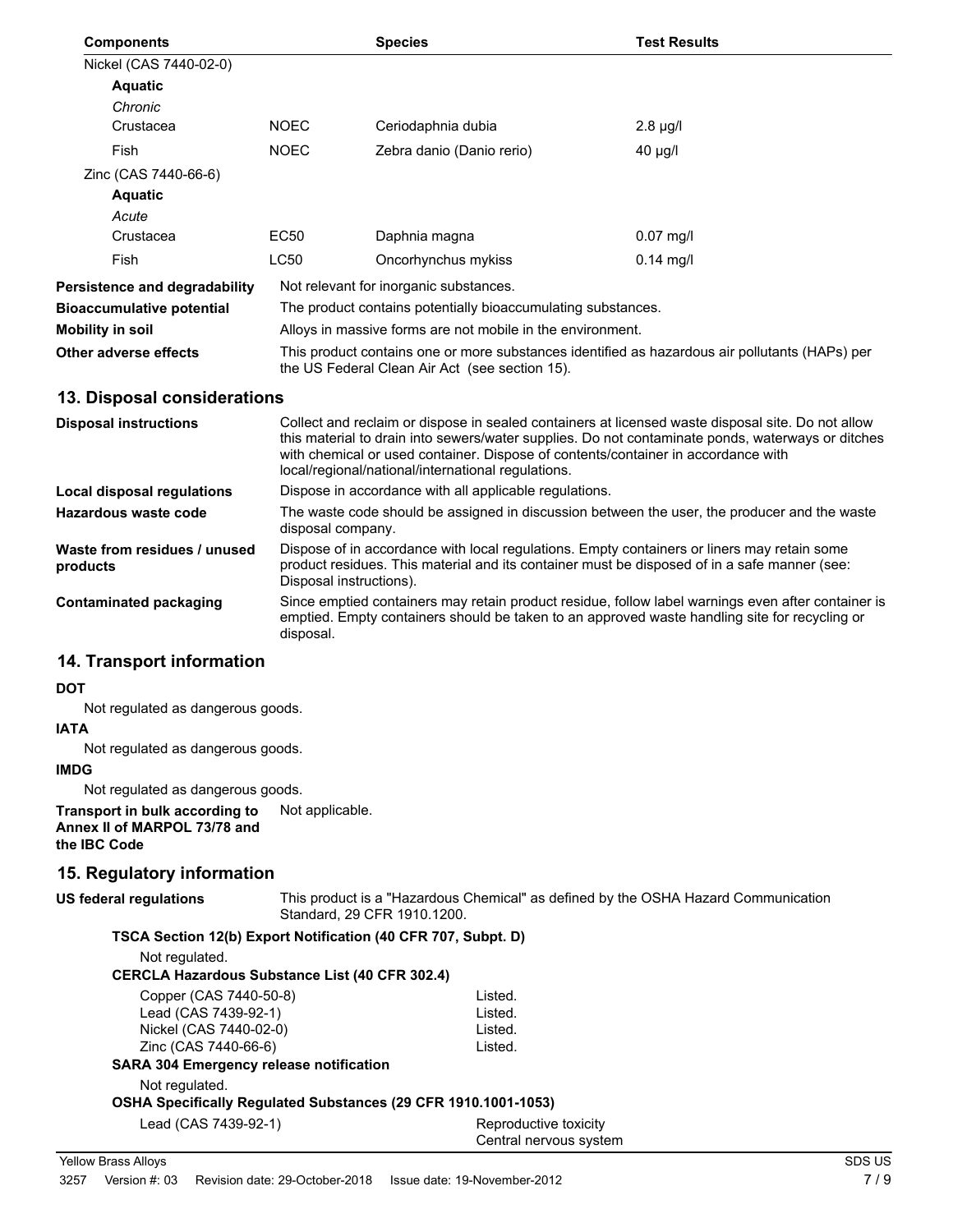| Components | | Species | Test Results |
|---|---|---|---|
| Nickel (CAS 7440-02-0) | | | |
| **Aquatic** | | | |
| *Chronic* | | | |
| Crustacea | NOEC | Ceriodaphnia dubia | 2.8 µg/l |
| Fish | NOEC | Zebra danio (Danio rerio) | 40 µg/l |
| Zinc (CAS 7440-66-6) | | | |
| **Aquatic** | | | |
| *Acute* | | | |
| Crustacea | EC50 | Daphnia magna | 0.07 mg/l |
| Fish | LC50 | Oncorhynchus mykiss | 0.14 mg/l |

**Persistence and degradability** Not relevant for inorganic substances.

**Bioaccumulative potential** The product contains potentially bioaccumulating substances.

**Mobility in soil** Alloys in massive forms are not mobile in the environment.

**Other adverse effects** This product contains one or more substances identified as hazardous air pollutants (HAPs) per the US Federal Clean Air Act (see section 15).

## 13. Disposal considerations

**Disposal instructions** Collect and reclaim or dispose in sealed containers at licensed waste disposal site. Do not allow this material to drain into sewers/water supplies. Do not contaminate ponds, waterways or ditches with chemical or used container. Dispose of contents/container in accordance with local/regional/national/international regulations.

**Local disposal regulations** Dispose in accordance with all applicable regulations.

**Hazardous waste code** The waste code should be assigned in discussion between the user, the producer and the waste disposal company.

**Waste from residues / unused products** Dispose of in accordance with local regulations. Empty containers or liners may retain some product residues. This material and its container must be disposed of in a safe manner (see: Disposal instructions).

**Contaminated packaging** Since emptied containers may retain product residue, follow label warnings even after container is emptied. Empty containers should be taken to an approved waste handling site for recycling or disposal.

## 14. Transport information

**DOT**

Not regulated as dangerous goods.

**IATA**

Not regulated as dangerous goods.

**IMDG**

Not regulated as dangerous goods.

**Transport in bulk according to Annex II of MARPOL 73/78 and the IBC Code** Not applicable.

## 15. Regulatory information

**US federal regulations** This product is a "Hazardous Chemical" as defined by the OSHA Hazard Communication Standard, 29 CFR 1910.1200.

**TSCA Section 12(b) Export Notification (40 CFR 707, Subpt. D)**

Not regulated.

**CERCLA Hazardous Substance List (40 CFR 302.4)**

| | |
|---|---|
| Copper (CAS 7440-50-8) | Listed. |
| Lead (CAS 7439-92-1) | Listed. |
| Nickel (CAS 7440-02-0) | Listed. |
| Zinc (CAS 7440-66-6) | Listed. |

**SARA 304 Emergency release notification**

Not regulated.

**OSHA Specifically Regulated Substances (29 CFR 1910.1001-1053)**

| | |
|---|---|
| Lead (CAS 7439-92-1) | Reproductive toxicity<br>Central nervous system |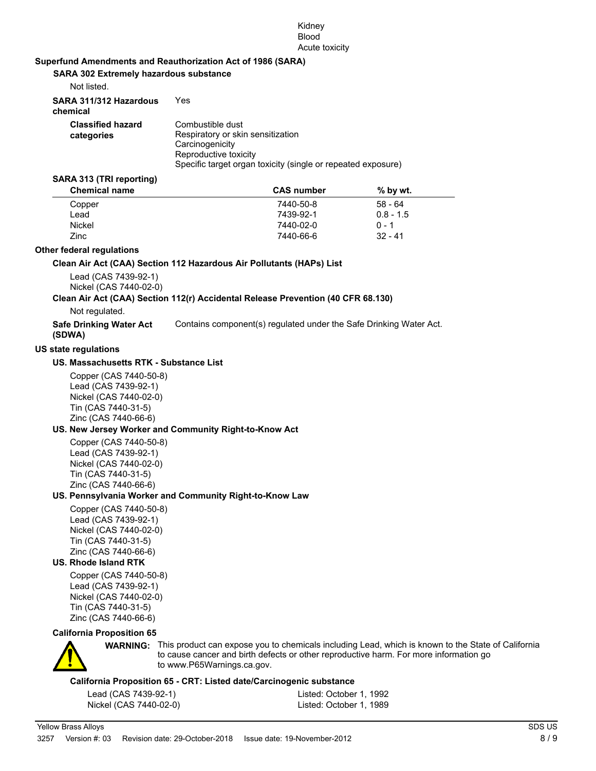Kidney
Blood
Acute toxicity

**Superfund Amendments and Reauthorization Act of 1986 (SARA)**

**SARA 302 Extremely hazardous substance**

Not listed.

**SARA 311/312 Hazardous chemical** Yes

**Classified hazard categories**

Combustible dust
Respiratory or skin sensitization
Carcinogenicity
Reproductive toxicity
Specific target organ toxicity (single or repeated exposure)

**SARA 313 (TRI reporting)**

| Chemical name | CAS number | % by wt. |
|---|---|---|
| Copper | 7440-50-8 | 58 - 64 |
| Lead | 7439-92-1 | 0.8 - 1.5 |
| Nickel | 7440-02-0 | 0 - 1 |
| Zinc | 7440-66-6 | 32 - 41 |

**Other federal regulations**

**Clean Air Act (CAA) Section 112 Hazardous Air Pollutants (HAPs) List**

Lead (CAS 7439-92-1)
Nickel (CAS 7440-02-0)

**Clean Air Act (CAA) Section 112(r) Accidental Release Prevention (40 CFR 68.130)**

Not regulated.

**Safe Drinking Water Act (SDWA)** Contains component(s) regulated under the Safe Drinking Water Act.

**US state regulations**

**US. Massachusetts RTK - Substance List**

Copper (CAS 7440-50-8)
Lead (CAS 7439-92-1)
Nickel (CAS 7440-02-0)
Tin (CAS 7440-31-5)
Zinc (CAS 7440-66-6)

**US. New Jersey Worker and Community Right-to-Know Act**

Copper (CAS 7440-50-8)
Lead (CAS 7439-92-1)
Nickel (CAS 7440-02-0)
Tin (CAS 7440-31-5)
Zinc (CAS 7440-66-6)

**US. Pennsylvania Worker and Community Right-to-Know Law**

Copper (CAS 7440-50-8)
Lead (CAS 7439-92-1)
Nickel (CAS 7440-02-0)
Tin (CAS 7440-31-5)
Zinc (CAS 7440-66-6)

**US. Rhode Island RTK**

Copper (CAS 7440-50-8)
Lead (CAS 7439-92-1)
Nickel (CAS 7440-02-0)
Tin (CAS 7440-31-5)
Zinc (CAS 7440-66-6)

**California Proposition 65**

**WARNING:** This product can expose you to chemicals including Lead, which is known to the State of California to cause cancer and birth defects or other reproductive harm. For more information go to www.P65Warnings.ca.gov.

**California Proposition 65 - CRT: Listed date/Carcinogenic substance**

| | |
|---|---|
| Lead (CAS 7439-92-1) | Listed: October 1, 1992 |
| Nickel (CAS 7440-02-0) | Listed: October 1, 1989 |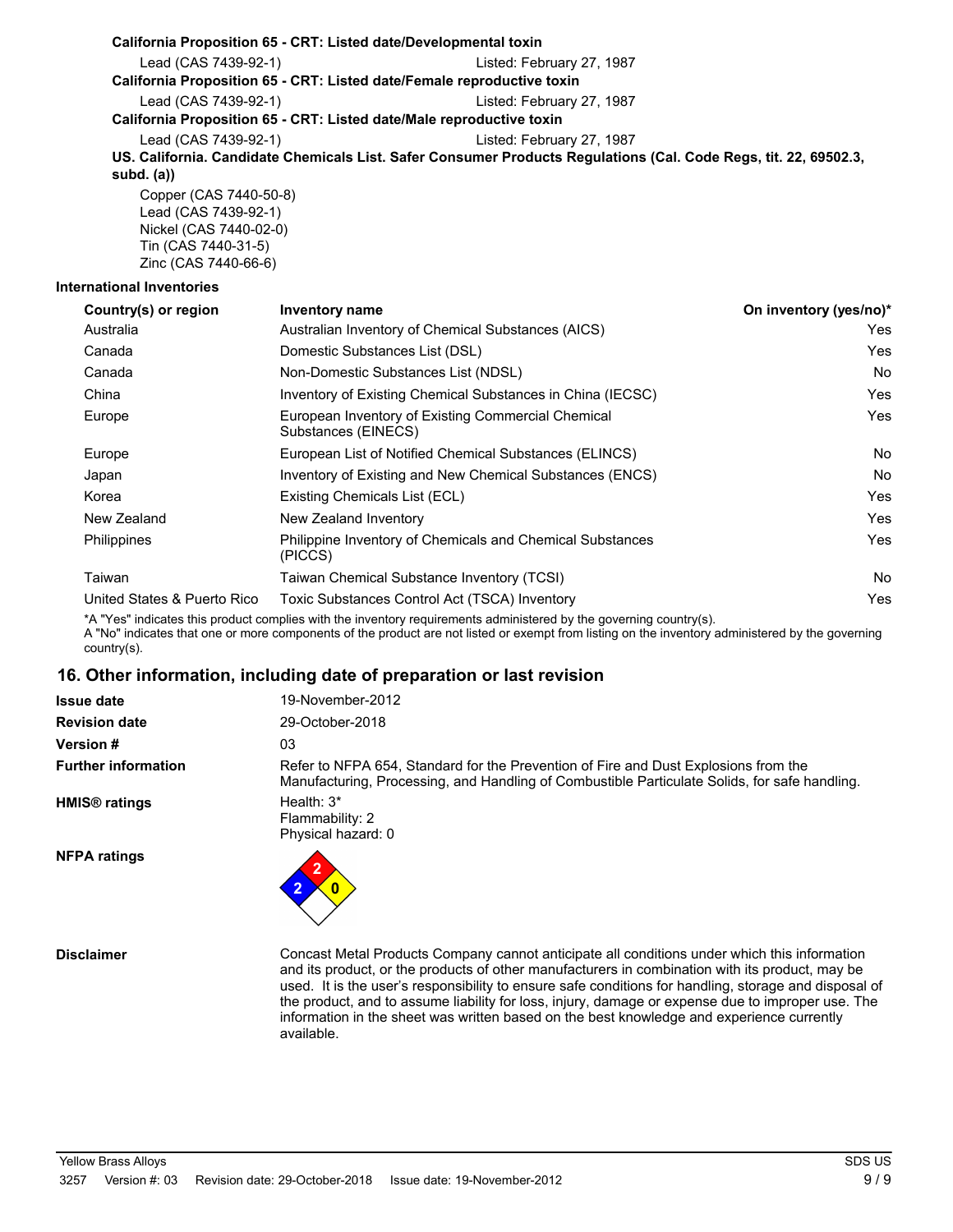**California Proposition 65 - CRT: Listed date/Developmental toxin**

Lead (CAS 7439-92-1) Listed: February 27, 1987

**California Proposition 65 - CRT: Listed date/Female reproductive toxin**

Lead (CAS 7439-92-1) Listed: February 27, 1987

**California Proposition 65 - CRT: Listed date/Male reproductive toxin**

Lead (CAS 7439-92-1) Listed: February 27, 1987

**US. California. Candidate Chemicals List. Safer Consumer Products Regulations (Cal. Code Regs, tit. 22, 69502.3, subd. (a))**

Copper (CAS 7440-50-8)
Lead (CAS 7439-92-1)
Nickel (CAS 7440-02-0)
Tin (CAS 7440-31-5)
Zinc (CAS 7440-66-6)

**International Inventories**

| Country(s) or region | Inventory name | On inventory (yes/no)* |
|---|---|---|
| Australia | Australian Inventory of Chemical Substances (AICS) | Yes |
| Canada | Domestic Substances List (DSL) | Yes |
| Canada | Non-Domestic Substances List (NDSL) | No |
| China | Inventory of Existing Chemical Substances in China (IECSC) | Yes |
| Europe | European Inventory of Existing Commercial Chemical Substances (EINECS) | Yes |
| Europe | European List of Notified Chemical Substances (ELINCS) | No |
| Japan | Inventory of Existing and New Chemical Substances (ENCS) | No |
| Korea | Existing Chemicals List (ECL) | Yes |
| New Zealand | New Zealand Inventory | Yes |
| Philippines | Philippine Inventory of Chemicals and Chemical Substances (PICCS) | Yes |
| Taiwan | Taiwan Chemical Substance Inventory (TCSI) | No |
| United States & Puerto Rico | Toxic Substances Control Act (TSCA) Inventory | Yes |

*A "Yes" indicates this product complies with the inventory requirements administered by the governing country(s).
A "No" indicates that one or more components of the product are not listed or exempt from listing on the inventory administered by the governing country(s).

## 16. Other information, including date of preparation or last revision

**Issue date** 19-November-2012

**Revision date** 29-October-2018

**Version #** 03

**Further information** Refer to NFPA 654, Standard for the Prevention of Fire and Dust Explosions from the Manufacturing, Processing, and Handling of Combustible Particulate Solids, for safe handling.

**HMIS® ratings**
Health: 3*
Flammability: 2
Physical hazard: 0

**NFPA ratings**
2
2
0

**Disclaimer** Concast Metal Products Company cannot anticipate all conditions under which this information and its product, or the products of other manufacturers in combination with its product, may be used. It is the user's responsibility to ensure safe conditions for handling, storage and disposal of the product, and to assume liability for loss, injury, damage or expense due to improper use. The information in the sheet was written based on the best knowledge and experience currently available.